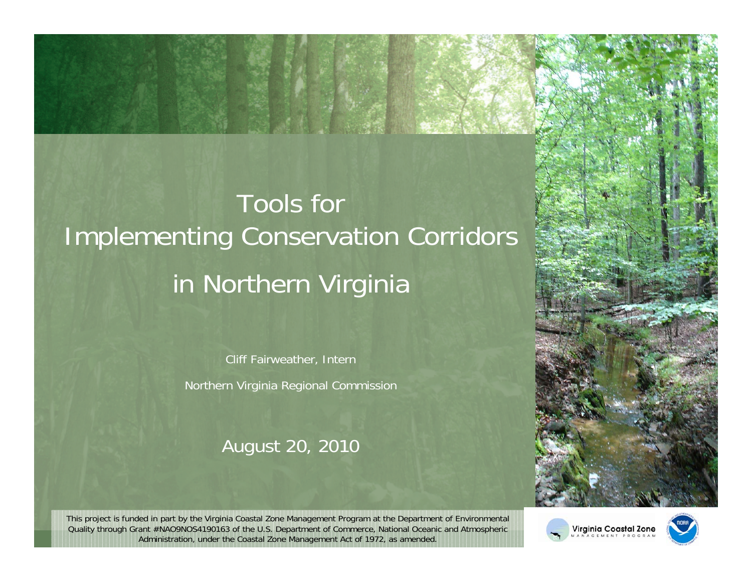# Tools for Implementing Conservation Corridors in Northern Virginia

Cliff Fairweather, Intern

Northern Virginia Regional Commission

August 20, 2010

This project is funded in part by the Virginia Coastal Zone Management Program at the Department of Environmental Quality through Grant #NAO9NOS4190163 of the U.S. Department of Commerce, National Oceanic and Atmospheric Administration, under the Coastal Zone Management Act of 1972, as amended.

Virginia Coastal Zone MANAGEMENT PROGRAM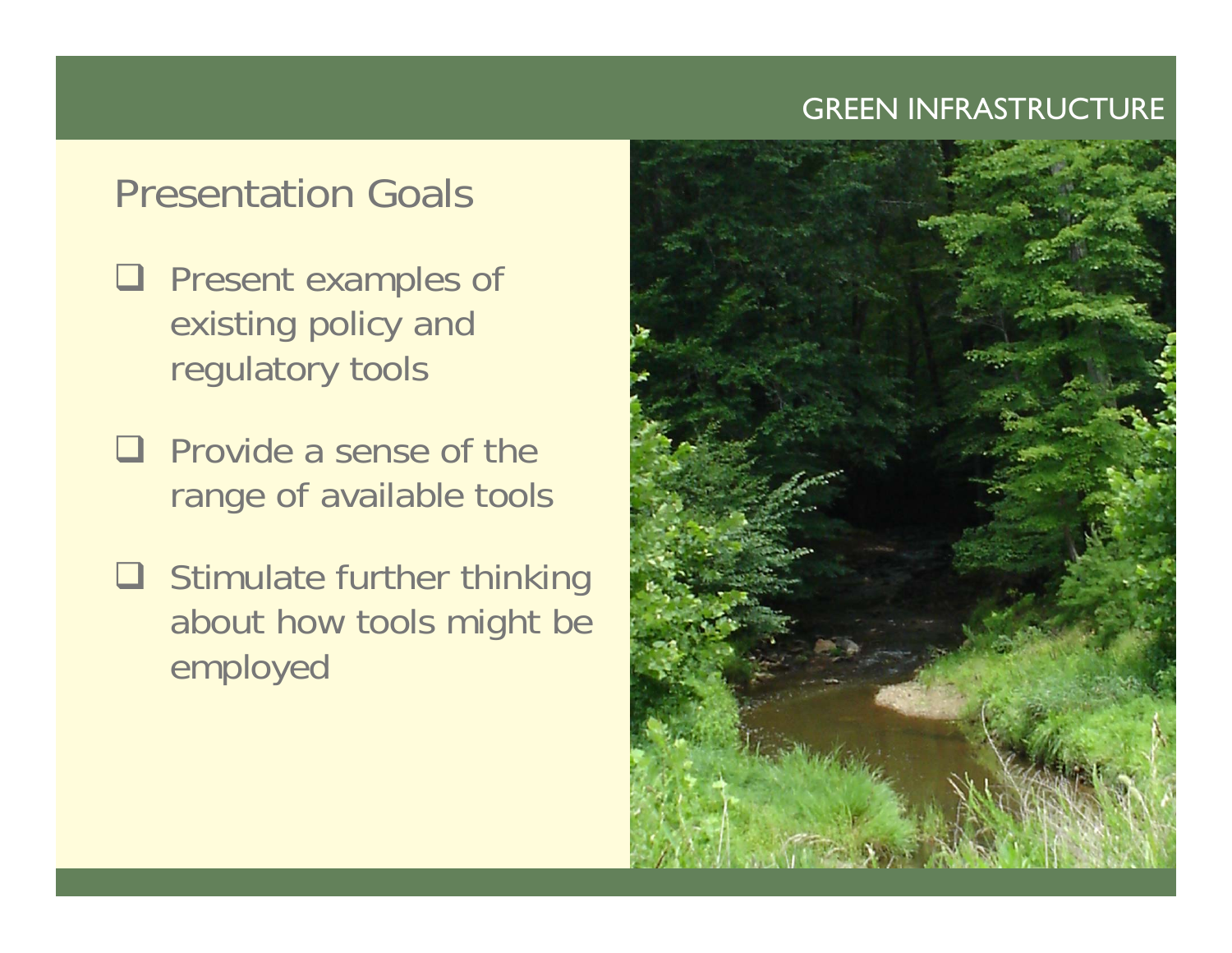## Presentation Goals

- Present examples of existing policy and regulatory tools
- Provide a sense of the range of available tools
- Stimulate further thinking about how tools might be employed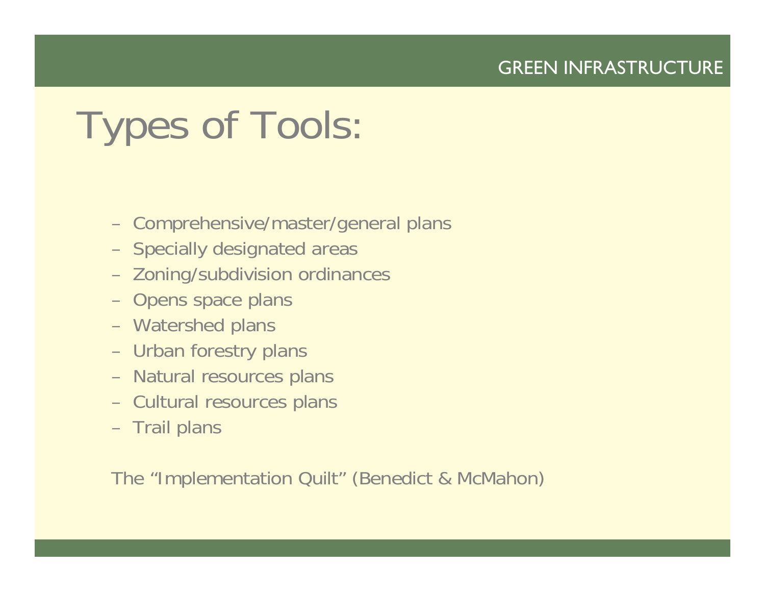# Types of Tools:

- Comprehensive/master/general plans
- Specially designated areas
- Zoning/subdivision ordinances
- Opens space plans
- Watershed plans
- Urban forestry plans
- Natural resources plans
- Cultural resources plans
- Trail plans

The "Implementation Quilt" (Benedict & McMahon)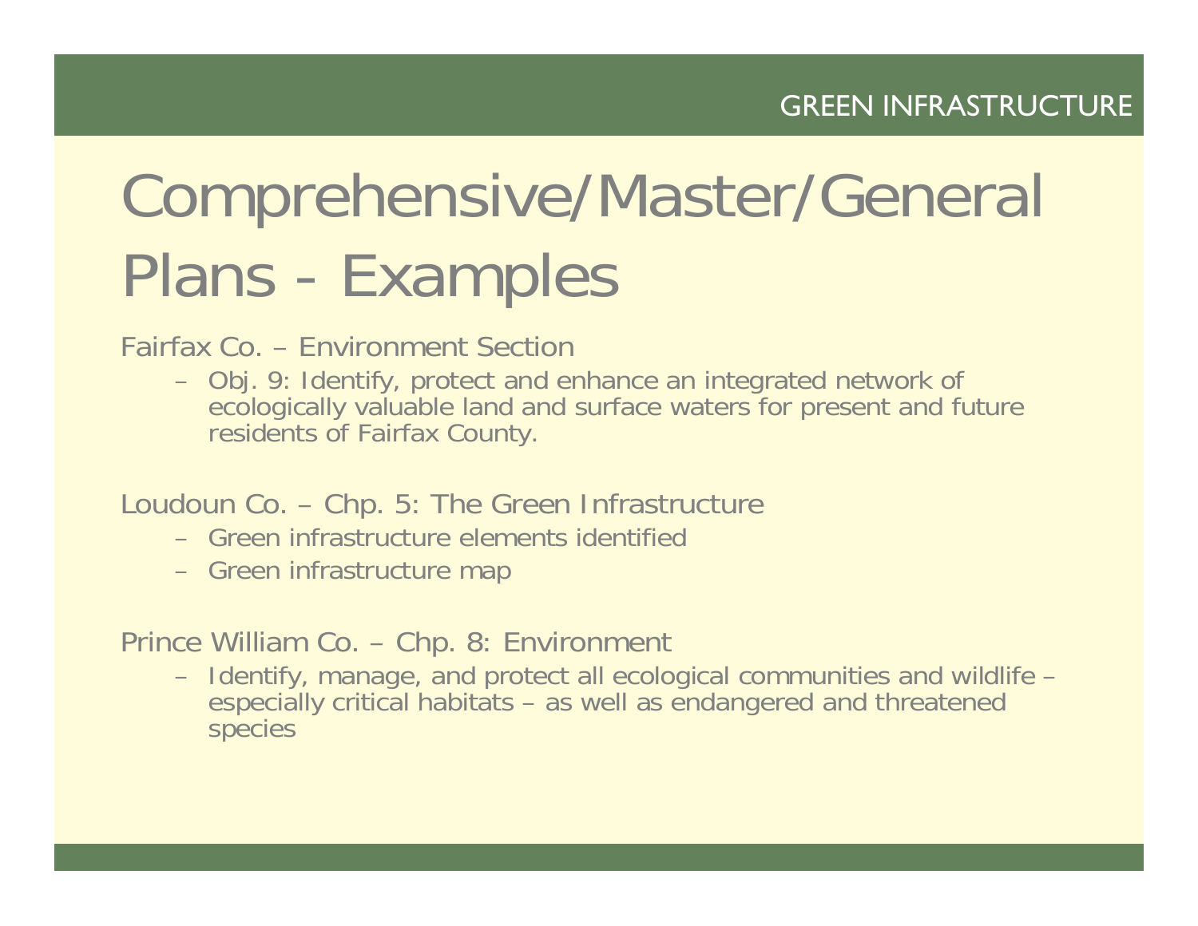# Comprehensive/Master/General Plans - Examples

Fairfax Co. – Environment Section

- Obj. 9: Identify, protect and enhance an integrated network of ecologically valuable land and surface waters for present and future residents of Fairfax County.

Loudoun Co. – Chp. 5: The Green Infrastructure

- Green infrastructure elements identified
- Green infrastructure map

Prince William Co. – Chp. 8: Environment

- Identify, manage, and protect all ecological communities and wildlife – especially critical habitats – as well as endangered and threatened species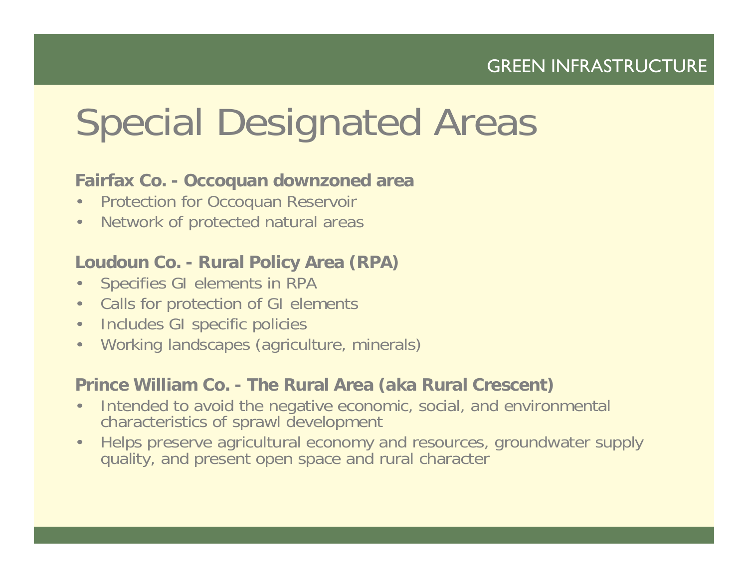# Special Designated Areas

**Fairfax Co. - Occoquan downzoned area**

- Protection for Occoquan Reservoir
- Network of protected natural areas

**Loudoun Co. - Rural Policy Area (RPA)**

- Specifies GI elements in RPA
- Calls for protection of GI elements
- Includes GI specific policies
- Working landscapes (agriculture, minerals)

**Prince William Co. - The Rural Area (aka Rural Crescent)**

- Intended to avoid the negative economic, social, and environmental characteristics of sprawl development
- Helps preserve agricultural economy and resources, groundwater supply quality, and present open space and rural character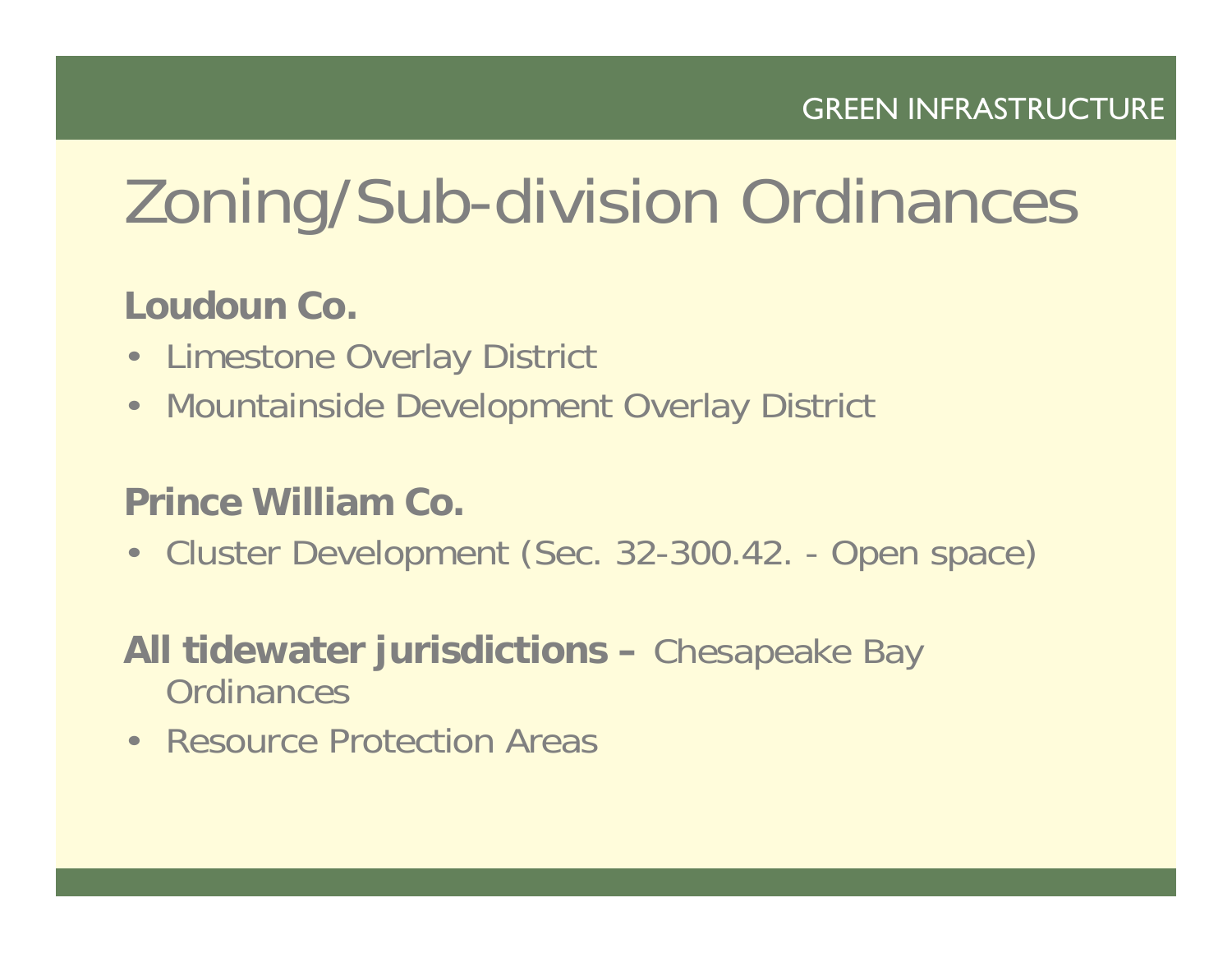# Zoning/Sub-division Ordinances

**Loudoun Co.**

- Limestone Overlay District
- Mountainside Development Overlay District

**Prince William Co.**

- Cluster Development (Sec. 32-300.42. - Open space)

**All tidewater jurisdictions –** Chesapeake Bay Ordinances

- Resource Protection Areas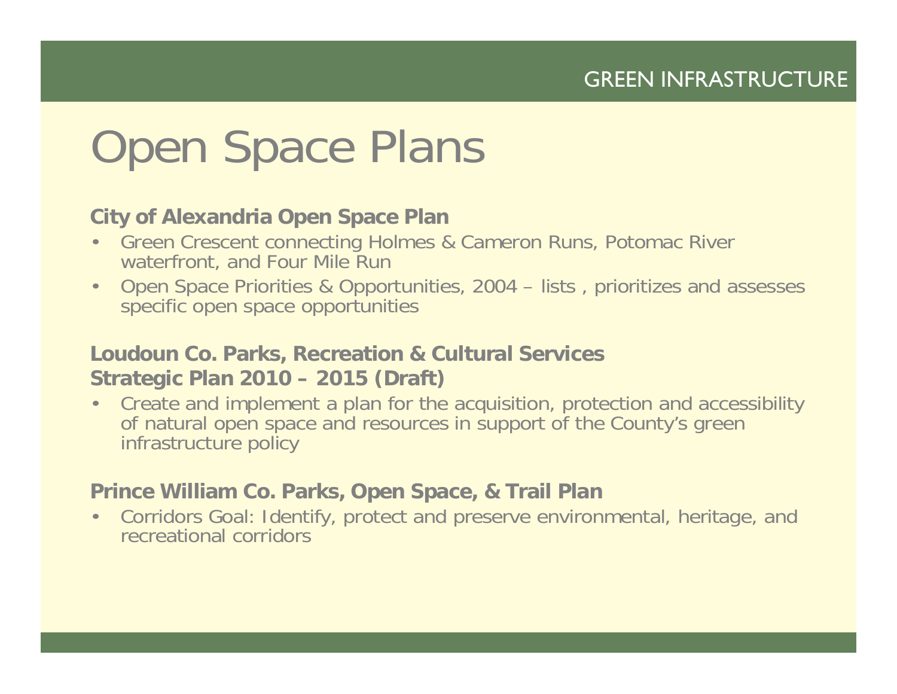# Open Space Plans

**City of Alexandria Open Space Plan**

- Green Crescent connecting Holmes & Cameron Runs, Potomac River waterfront, and Four Mile Run
- Open Space Priorities & Opportunities, 2004 – lists , prioritizes and assesses specific open space opportunities

**Loudoun Co. Parks, Recreation & Cultural Services Strategic Plan 2010 – 2015 (Draft)**

- Create and implement a plan for the acquisition, protection and accessibility of natural open space and resources in support of the County's green infrastructure policy

**Prince William Co. Parks, Open Space, & Trail Plan**

- Corridors Goal: Identify, protect and preserve environmental, heritage, and recreational corridors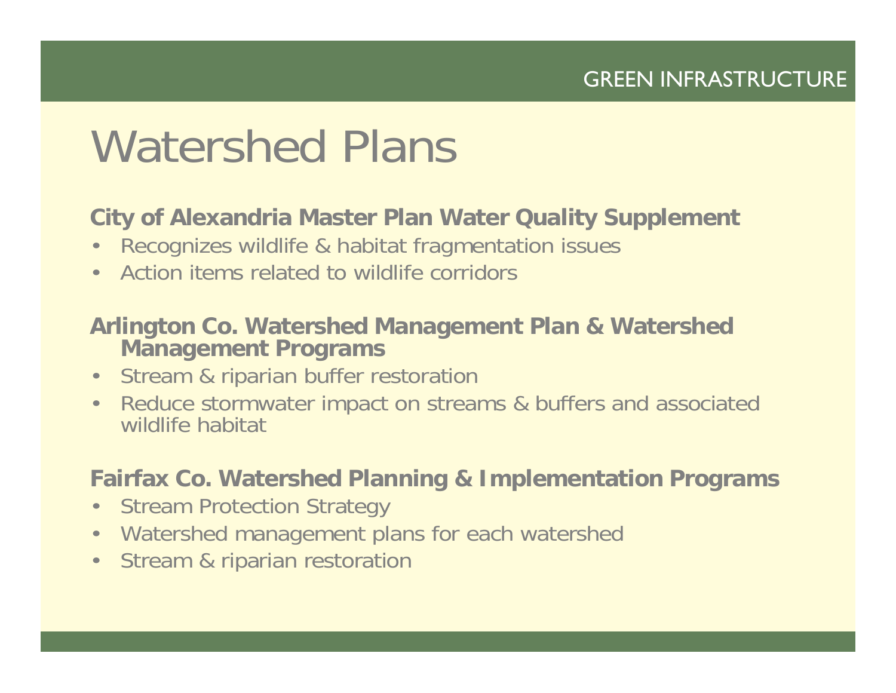# Watershed Plans

**City of Alexandria Master Plan Water Quality Supplement**

- Recognizes wildlife & habitat fragmentation issues
- Action items related to wildlife corridors

**Arlington Co. Watershed Management Plan & Watershed Management Programs**

- Stream & riparian buffer restoration
- Reduce stormwater impact on streams & buffers and associated wildlife habitat

**Fairfax Co. Watershed Planning & Implementation Programs**

- Stream Protection Strategy
- Watershed management plans for each watershed
- Stream & riparian restoration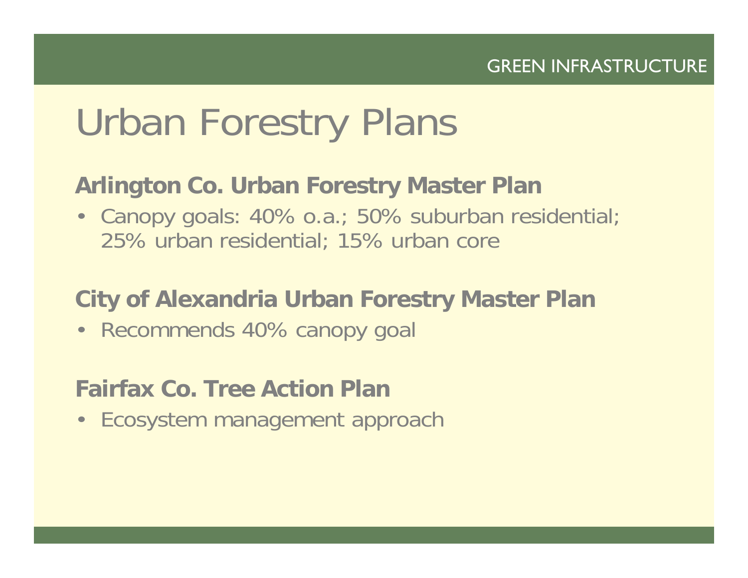# Urban Forestry Plans

## Arlington Co. Urban Forestry Master Plan

- Canopy goals: 40% o.a.; 50% suburban residential; 25% urban residential; 15% urban core

## City of Alexandria Urban Forestry Master Plan

- Recommends 40% canopy goal

## Fairfax Co. Tree Action Plan

- Ecosystem management approach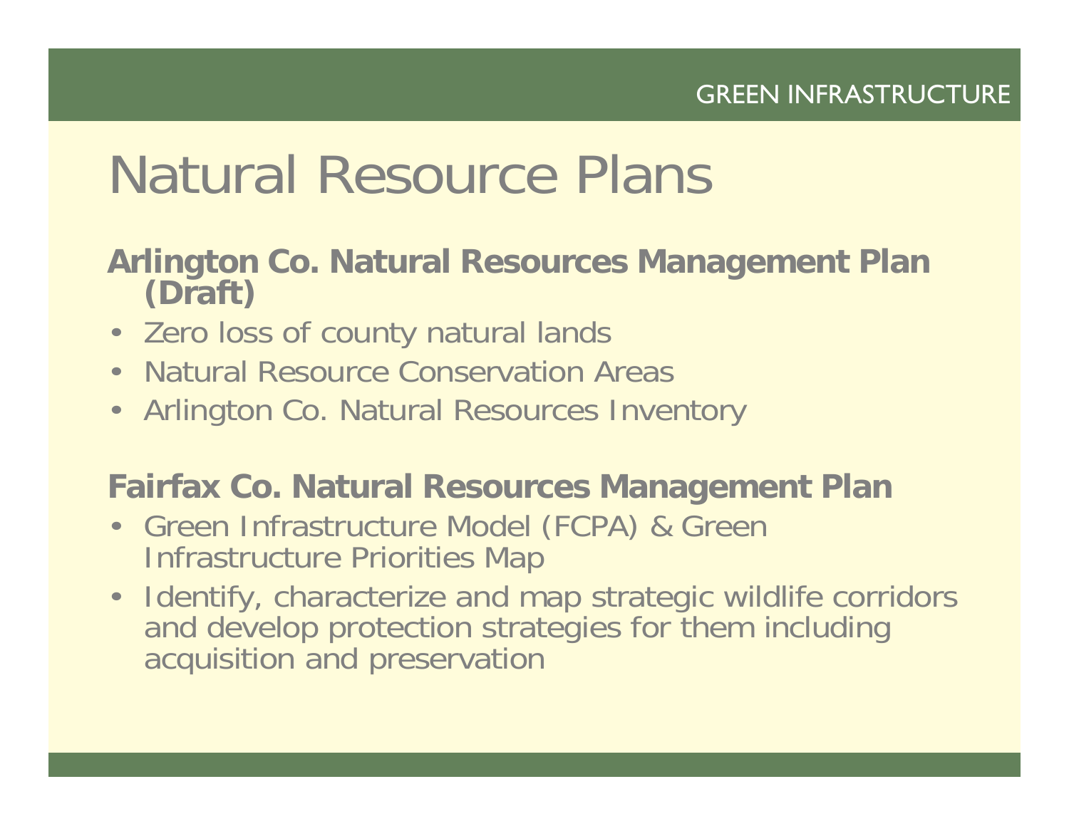# Natural Resource Plans

**Arlington Co. Natural Resources Management Plan (Draft)**

- Zero loss of county natural lands
- Natural Resource Conservation Areas
- Arlington Co. Natural Resources Inventory

**Fairfax Co. Natural Resources Management Plan**

- Green Infrastructure Model (FCPA) & Green Infrastructure Priorities Map
- Identify, characterize and map strategic wildlife corridors and develop protection strategies for them including acquisition and preservation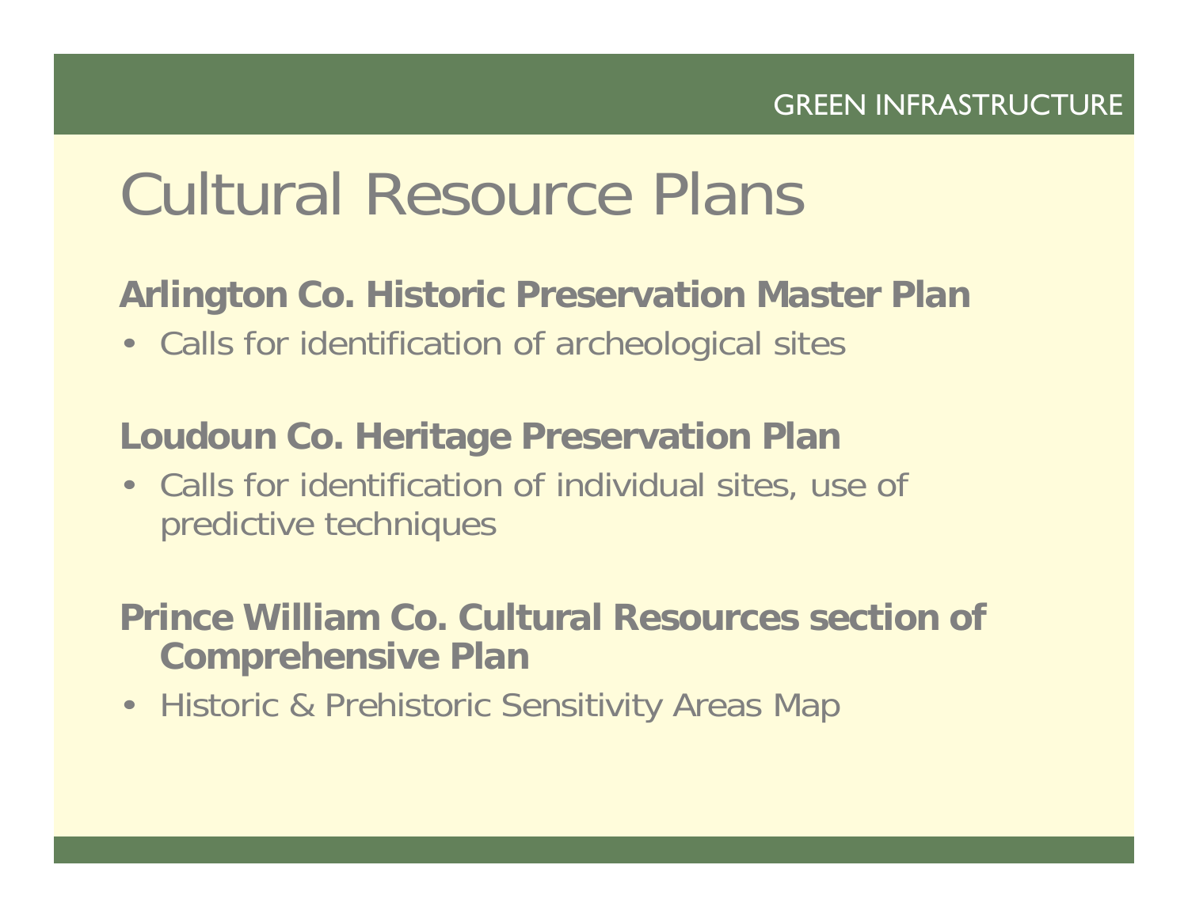# Cultural Resource Plans

**Arlington Co. Historic Preservation Master Plan**

- Calls for identification of archeological sites

**Loudoun Co. Heritage Preservation Plan**

- Calls for identification of individual sites, use of predictive techniques

**Prince William Co. Cultural Resources section of Comprehensive Plan**

- Historic & Prehistoric Sensitivity Areas Map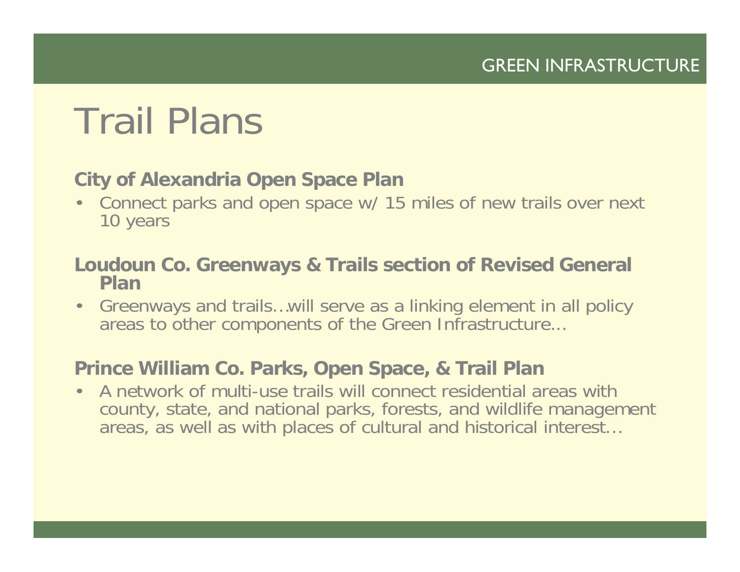# Trail Plans

**City of Alexandria Open Space Plan**

- Connect parks and open space w/ 15 miles of new trails over next 10 years

**Loudoun Co. Greenways & Trails section of Revised General Plan**

- Greenways and trails…will serve as a linking element in all policy areas to other components of the Green Infrastructure…

**Prince William Co. Parks, Open Space, & Trail Plan**

- A network of multi-use trails will connect residential areas with county, state, and national parks, forests, and wildlife management areas, as well as with places of cultural and historical interest…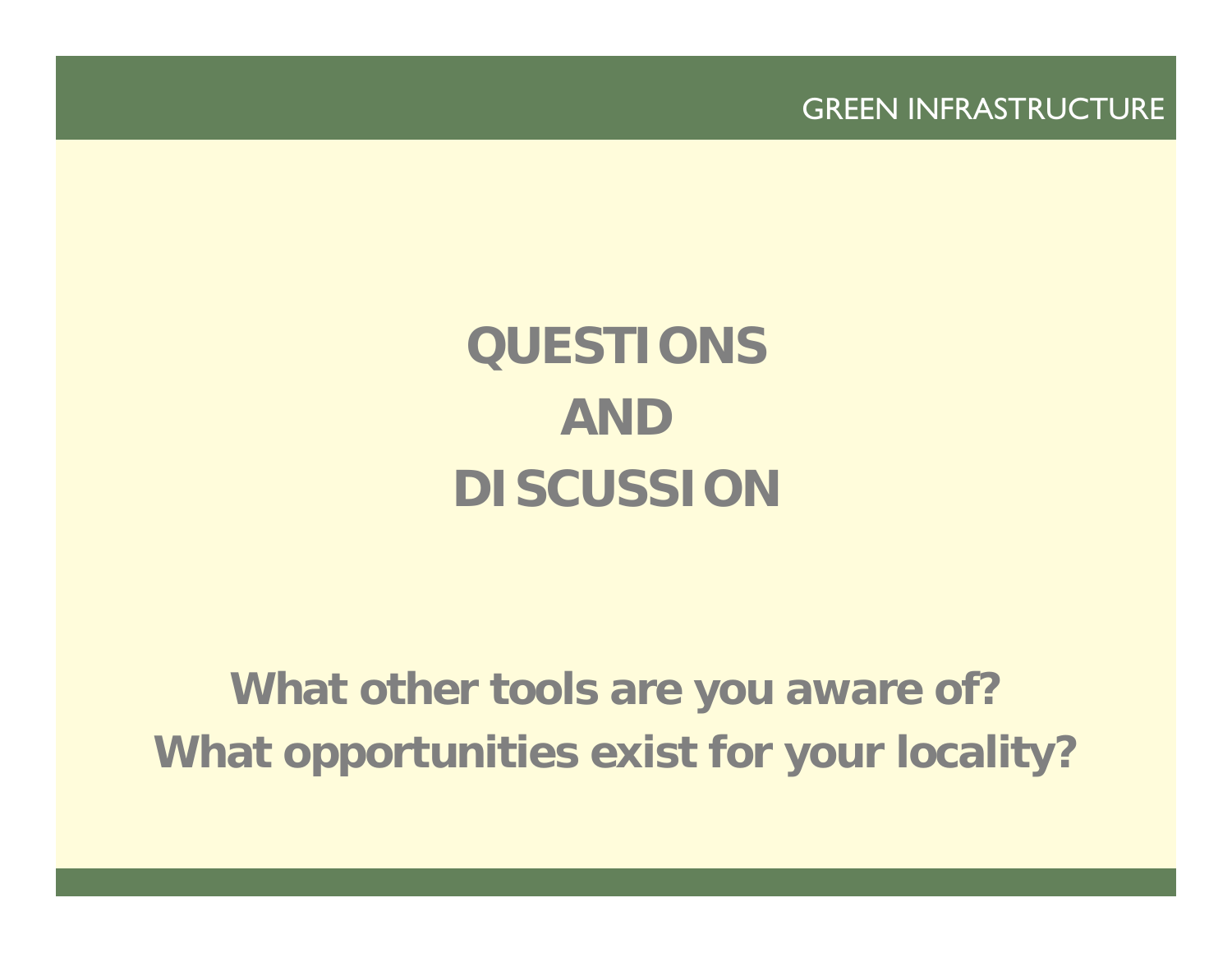# QUESTIONS AND DISCUSSION

**What other tools are you aware of?**
**What opportunities exist for your locality?**